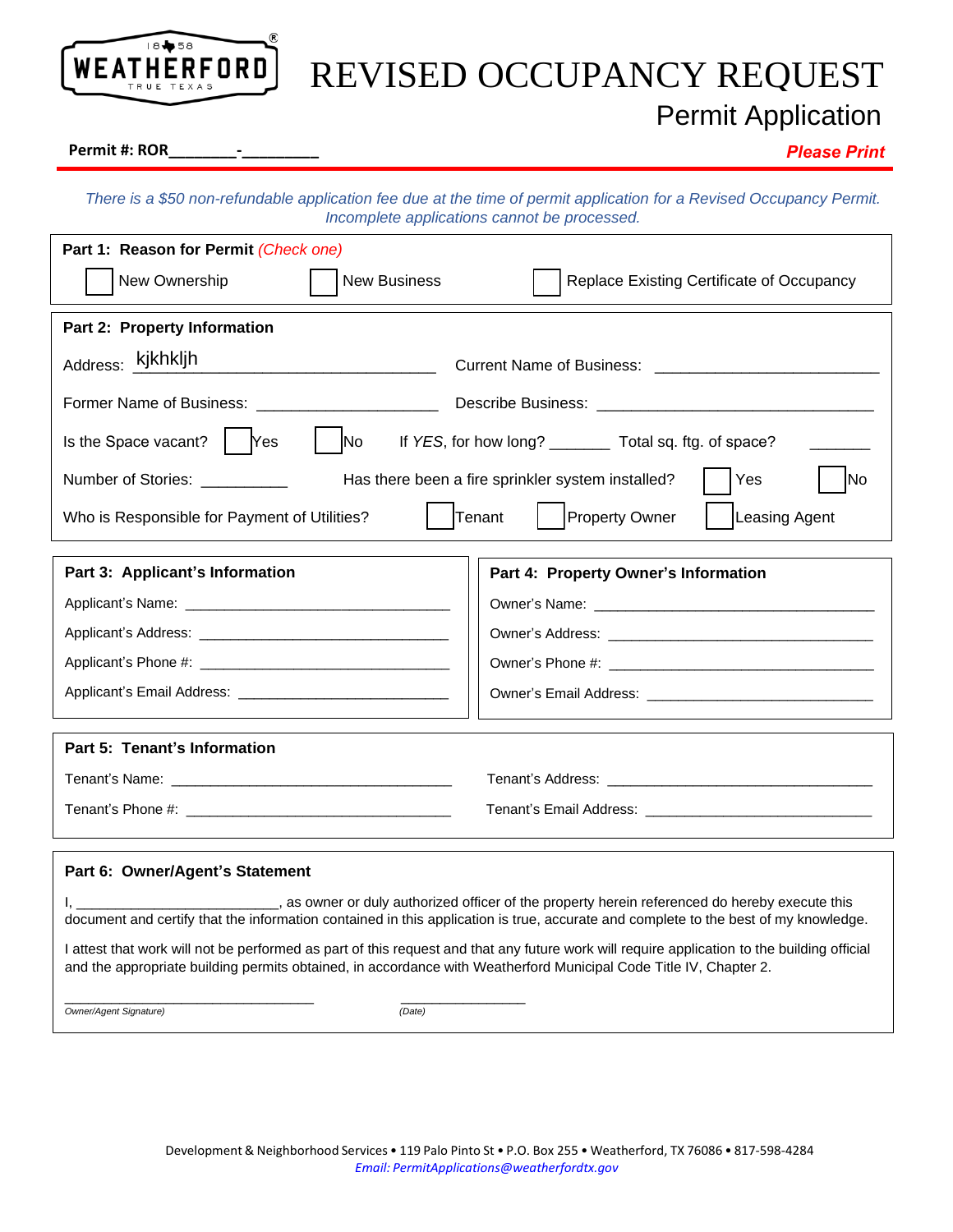WEATHERFORD TRUE TEXAS 1858

# REVISED OCCUPANCY REQUEST

## Permit Application

**Permit #: ROR________-_________**

***Please Print***

*There is a $50 non-refundable application fee due at the time of permit application for a Revised Occupancy Permit. Incomplete applications cannot be processed.*

**Part 1: Reason for Permit** *(Check one)*

☐ New Ownership ☐ New Business ☐ Replace Existing Certificate of Occupancy

**Part 2: Property Information**

Address: kjkhkljh Current Name of Business: ____________________________

Former Name of Business: ______________________ Describe Business: ___________________________________

Is the Space vacant? ☐ Yes ☐ No If *YES*, for how long? _______ Total sq. ftg. of space? _______

Number of Stories: __________ Has there been a fire sprinkler system installed? ☐ Yes ☐ No

Who is Responsible for Payment of Utilities? ☐ Tenant ☐ Property Owner ☐ Leasing Agent

**Part 3: Applicant's Information**

Applicant's Name: ___________________________________

Applicant's Address: _________________________________

Applicant's Phone #: _________________________________

Applicant's Email Address: ____________________________

**Part 4: Property Owner's Information**

Owner's Name: ______________________________________

Owner's Address: ____________________________________

Owner's Phone #: ____________________________________

Owner's Email Address: ______________________________

**Part 5: Tenant's Information**

Tenant's Name: ___________________________________ Tenant's Address: ___________________________________

Tenant's Phone #: _________________________________ Tenant's Email Address: ______________________________

**Part 6: Owner/Agent's Statement**

I, ___________________________, as owner or duly authorized officer of the property herein referenced do hereby execute this document and certify that the information contained in this application is true, accurate and complete to the best of my knowledge.

I attest that work will not be performed as part of this request and that any future work will require application to the building official and the appropriate building permits obtained, in accordance with Weatherford Municipal Code Title IV, Chapter 2.

_________________________________ _________________

*Owner/Agent Signature)* *(Date)*

Development & Neighborhood Services • 119 Palo Pinto St • P.O. Box 255 • Weatherford, TX 76086 • 817-598-4284

*Email: PermitApplications@weatherfordtx.gov*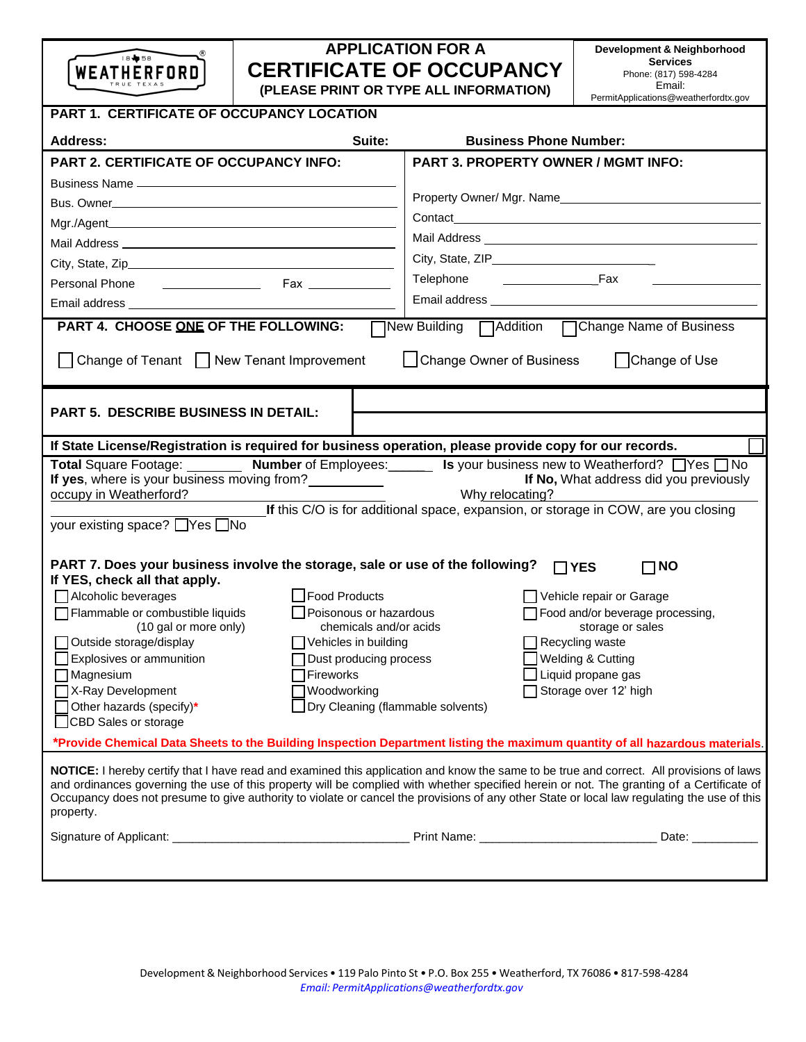WEATHERFORD 1858 TRUE TEXAS

# APPLICATION FOR A CERTIFICATE OF OCCUPANCY

**(PLEASE PRINT OR TYPE ALL INFORMATION)**

**Development & Neighborhood Services**
Phone: (817) 598-4284
Email:
PermitApplications@weatherfordtx.gov

## PART 1. CERTIFICATE OF OCCUPANCY LOCATION

**Address:** **Suite:** **Business Phone Number:**

## PART 2. CERTIFICATE OF OCCUPANCY INFO:

Business Name ______________________

Bus. Owner______________________

Mgr./Agent______________________

Mail Address ______________________

City, State, Zip______________________

Personal Phone ______________ Fax ___________

Email address ______________________

## PART 3. PROPERTY OWNER / MGMT INFO:

Property Owner/ Mgr. Name______________________

Contact______________________

Mail Address ______________________

City, State, ZIP______________________

Telephone ______________Fax ______________

Email address ______________________

## PART 4. CHOOSE ONE OF THE FOLLOWING:

☐ New Building ☐ Addition ☐ Change Name of Business

☐ Change of Tenant ☐ New Tenant Improvement ☐ Change Owner of Business ☐ Change of Use

## PART 5. DESCRIBE BUSINESS IN DETAIL:

**If State License/Registration is required for business operation, please provide copy for our records.** ☐

**Total** Square Footage: ________ **Number** of Employees:______ **Is** your business new to Weatherford? ☐Yes ☐No

**If yes**, where is your business moving from?__________ **If No,** What address did you previously occupy in Weatherford? ______________________ Why relocating? ______________________

**If** this C/O is for additional space, expansion, or storage in COW, are you closing your existing space? ☐Yes ☐No

## PART 7. Does your business involve the storage, sale or use of the following? ☐ YES ☐ NO

**If YES, check all that apply.**

☐ Alcoholic beverages
☐ Flammable or combustible liquids (10 gal or more only)
☐ Outside storage/display
☐ Explosives or ammunition
☐ Magnesium
☐ X-Ray Development
☐ Other hazards (specify)*
☐ CBD Sales or storage
☐ Food Products
☐ Poisonous or hazardous chemicals and/or acids
☐ Vehicles in building
☐ Dust producing process
☐ Fireworks
☐ Woodworking
☐ Dry Cleaning (flammable solvents)
☐ Vehicle repair or Garage
☐ Food and/or beverage processing, storage or sales
☐ Recycling waste
☐ Welding & Cutting
☐ Liquid propane gas
☐ Storage over 12' high

***Provide Chemical Data Sheets to the Building Inspection Department listing the maximum quantity of all hazardous materials.**

**NOTICE:** I hereby certify that I have read and examined this application and know the same to be true and correct. All provisions of laws and ordinances governing the use of this property will be complied with whether specified herein or not. The granting of a Certificate of Occupancy does not presume to give authority to violate or cancel the provisions of any other State or local law regulating the use of this property.

Signature of Applicant: ______________________ Print Name: ______________________ Date: __________

Development & Neighborhood Services • 119 Palo Pinto St • P.O. Box 255 • Weatherford, TX 76086 • 817-598-4284
*Email: PermitApplications@weatherfordtx.gov*